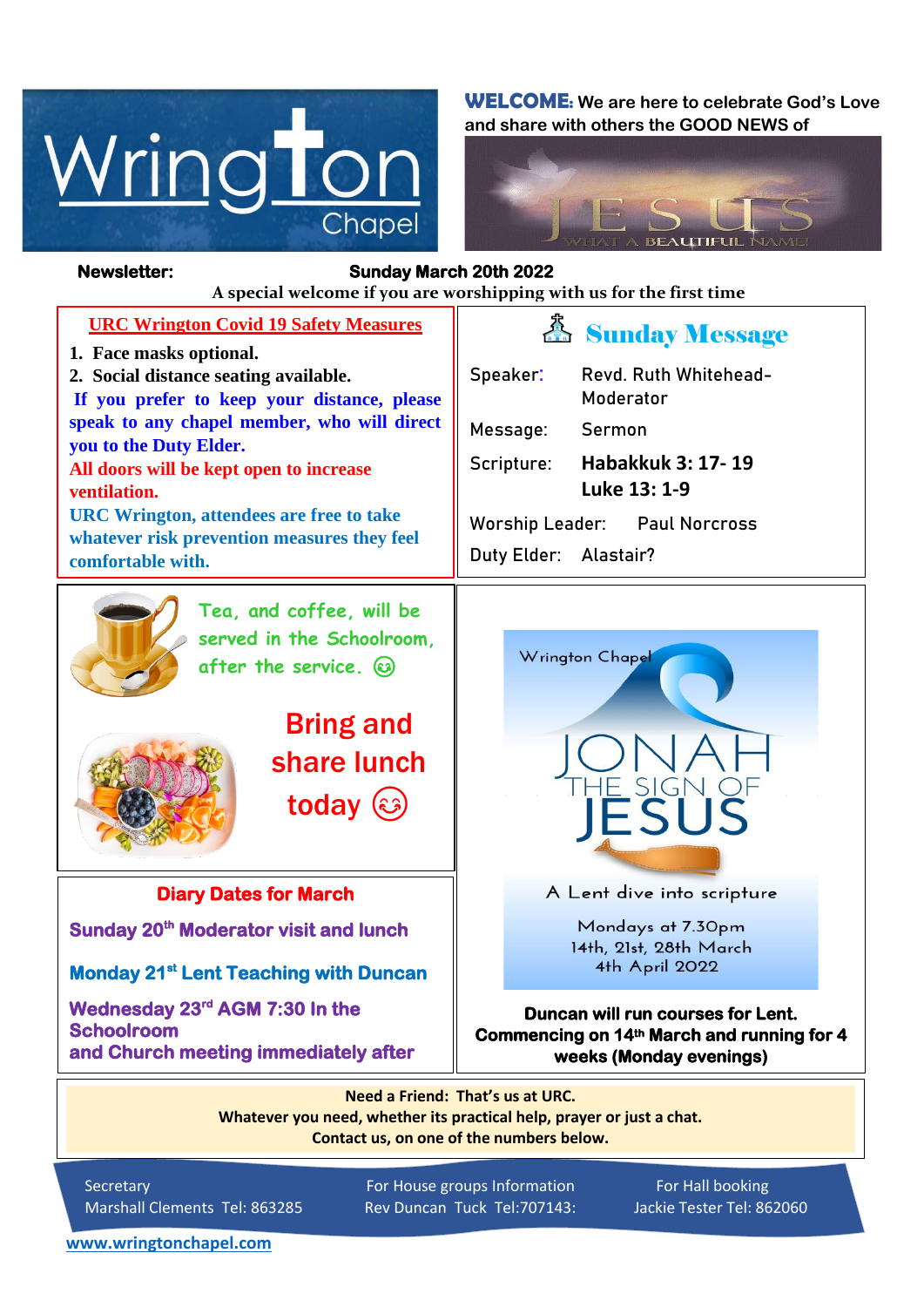# Wrington Chapel

**WELCOME:** We are here to celebrate God's Love and share with others the GOOD NEWS of

JESUS
WHAT A BEAUTIFUL NAME!

**Newsletter:** **Sunday March 20th 2022**

**A special welcome if you are worshipping with us for the first time**

## URC Wrington Covid 19 Safety Measures

1. **Face masks optional.**
2. **Social distance seating available.**

**If you prefer to keep your distance, please speak to any chapel member, who will direct you to the Duty Elder.**

**All doors will be kept open to increase ventilation.**

**URC Wrington, attendees are free to take whatever risk prevention measures they feel comfortable with.**

## Sunday Message

Speaker: Revd. Ruth Whitehead-Moderator

Message: Sermon

Scripture: **Habakkuk 3: 17- 19**
**Luke 13: 1-9**

Worship Leader: Paul Norcross

Duty Elder: Alastair?

Tea, and coffee, will be served in the Schoolroom, after the service. ☺

**Bring and share lunch today** ☺

## Diary Dates for March

**Sunday 20th Moderator visit and lunch**

**Monday 21st Lent Teaching with Duncan**

**Wednesday 23rd AGM 7:30 In the Schoolroom and Church meeting immediately after**

Wrington Chapel

JONAH
THE SIGN OF
JESUS

A Lent dive into scripture

Mondays at 7.30pm
14th, 21st, 28th March
4th April 2022

**Duncan will run courses for Lent. Commencing on 14th March and running for 4 weeks (Monday evenings)**

**Need a Friend: That's us at URC.**
**Whatever you need, whether its practical help, prayer or just a chat.**
**Contact us, on one of the numbers below.**

Secretary
Marshall Clements Tel: 863285

For House groups Information
Rev Duncan Tuck Tel:707143:

For Hall booking
Jackie Tester Tel: 862060

www.wringtonchapel.com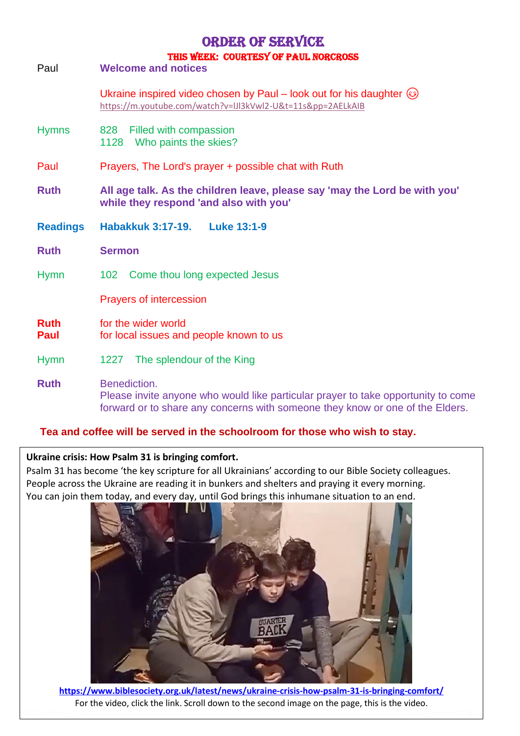# ORDER OF SERVICE

### THIS WEEK: COURTESY OF PAUL NORCROSS

| | |
|---|---|
| Paul | **Welcome and notices** |
| | Ukraine inspired video chosen by Paul – look out for his daughter 😉 https://m.youtube.com/watch?v=lJl3kVwl2-U&t=11s&pp=2AELkAIB |
| Hymns | 828 Filled with compassion<br>1128 Who paints the skies? |
| Paul | Prayers, The Lord's prayer + possible chat with Ruth |
| **Ruth** | **All age talk. As the children leave, please say 'may the Lord be with you' while they respond 'and also with you'** |
| **Readings** | **Habakkuk 3:17-19. Luke 13:1-9** |
| **Ruth** | **Sermon** |
| Hymn | 102 Come thou long expected Jesus |
| | Prayers of intercession |
| **Ruth**<br>**Paul** | for the wider world<br>for local issues and people known to us |
| Hymn | 1227 The splendour of the King |
| **Ruth** | Benediction.<br>Please invite anyone who would like particular prayer to take opportunity to come forward or to share any concerns with someone they know or one of the Elders. |

**Tea and coffee will be served in the schoolroom for those who wish to stay.**

**Ukraine crisis: How Psalm 31 is bringing comfort.**

Psalm 31 has become 'the key scripture for all Ukrainians' according to our Bible Society colleagues. People across the Ukraine are reading it in bunkers and shelters and praying it every morning. You can join them today, and every day, until God brings this inhumane situation to an end.

**https://www.biblesociety.org.uk/latest/news/ukraine-crisis-how-psalm-31-is-bringing-comfort/**

For the video, click the link. Scroll down to the second image on the page, this is the video.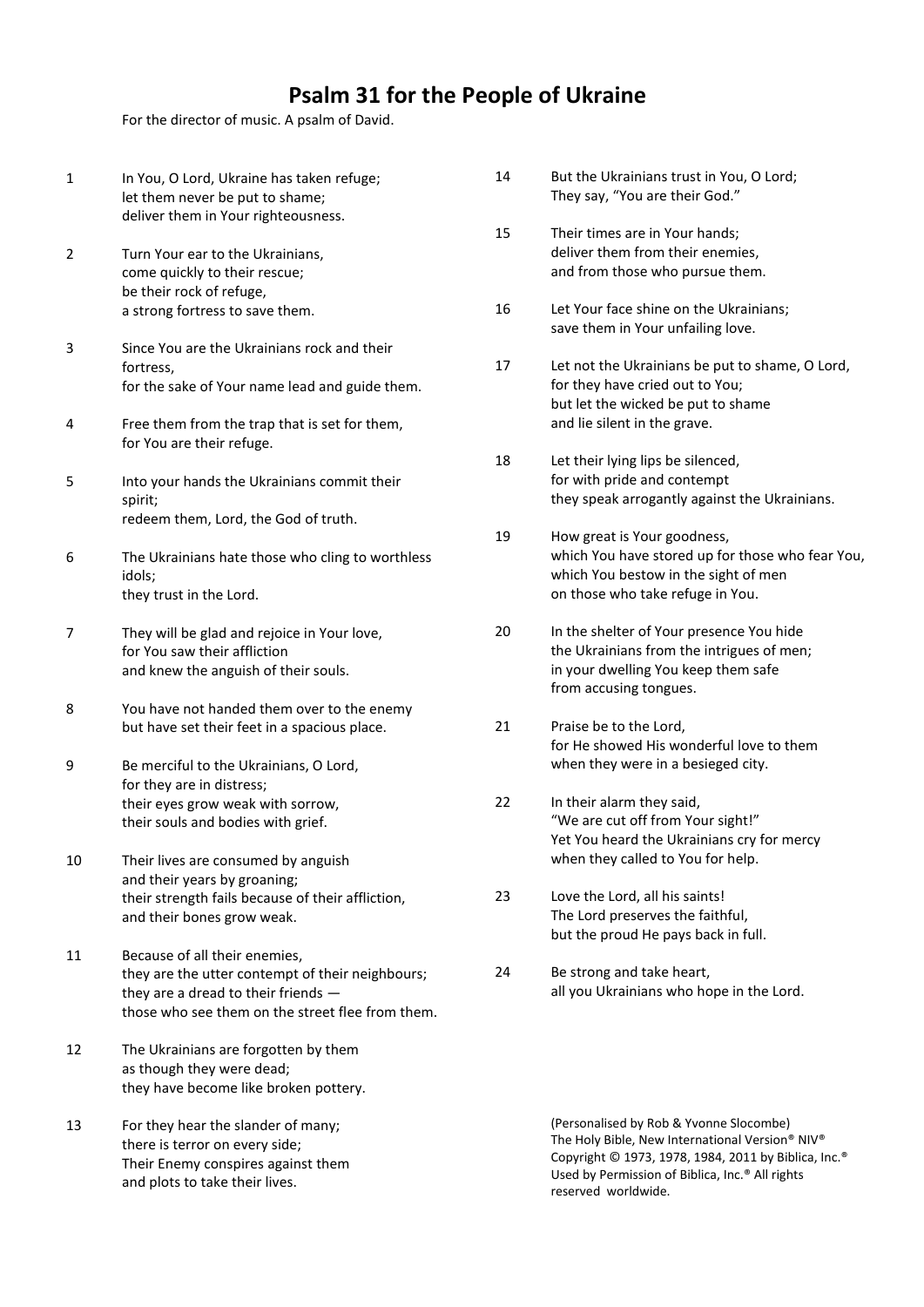# Psalm 31 for the People of Ukraine

For the director of music. A psalm of David.

1 In You, O Lord, Ukraine has taken refuge;
let them never be put to shame;
deliver them in Your righteousness.

2 Turn Your ear to the Ukrainians,
come quickly to their rescue;
be their rock of refuge,
a strong fortress to save them.

3 Since You are the Ukrainians rock and their fortress,
for the sake of Your name lead and guide them.

4 Free them from the trap that is set for them,
for You are their refuge.

5 Into your hands the Ukrainians commit their spirit;
redeem them, Lord, the God of truth.

6 The Ukrainians hate those who cling to worthless idols;
they trust in the Lord.

7 They will be glad and rejoice in Your love,
for You saw their affliction
and knew the anguish of their souls.

8 You have not handed them over to the enemy
but have set their feet in a spacious place.

9 Be merciful to the Ukrainians, O Lord,
for they are in distress;
their eyes grow weak with sorrow,
their souls and bodies with grief.

10 Their lives are consumed by anguish
and their years by groaning;
their strength fails because of their affliction,
and their bones grow weak.

11 Because of all their enemies,
they are the utter contempt of their neighbours;
they are a dread to their friends —
those who see them on the street flee from them.

12 The Ukrainians are forgotten by them
as though they were dead;
they have become like broken pottery.

13 For they hear the slander of many;
there is terror on every side;
Their Enemy conspires against them
and plots to take their lives.

14 But the Ukrainians trust in You, O Lord;
They say, "You are their God."

15 Their times are in Your hands;
deliver them from their enemies,
and from those who pursue them.

16 Let Your face shine on the Ukrainians;
save them in Your unfailing love.

17 Let not the Ukrainians be put to shame, O Lord,
for they have cried out to You;
but let the wicked be put to shame
and lie silent in the grave.

18 Let their lying lips be silenced,
for with pride and contempt
they speak arrogantly against the Ukrainians.

19 How great is Your goodness,
which You have stored up for those who fear You,
which You bestow in the sight of men
on those who take refuge in You.

20 In the shelter of Your presence You hide
the Ukrainians from the intrigues of men;
in your dwelling You keep them safe
from accusing tongues.

21 Praise be to the Lord,
for He showed His wonderful love to them
when they were in a besieged city.

22 In their alarm they said,
"We are cut off from Your sight!"
Yet You heard the Ukrainians cry for mercy
when they called to You for help.

23 Love the Lord, all his saints!
The Lord preserves the faithful,
but the proud He pays back in full.

24 Be strong and take heart,
all you Ukrainians who hope in the Lord.

(Personalised by Rob & Yvonne Slocombe)
The Holy Bible, New International Version® NIV®
Copyright © 1973, 1978, 1984, 2011 by Biblica, Inc.®
Used by Permission of Biblica, Inc.® All rights reserved worldwide.